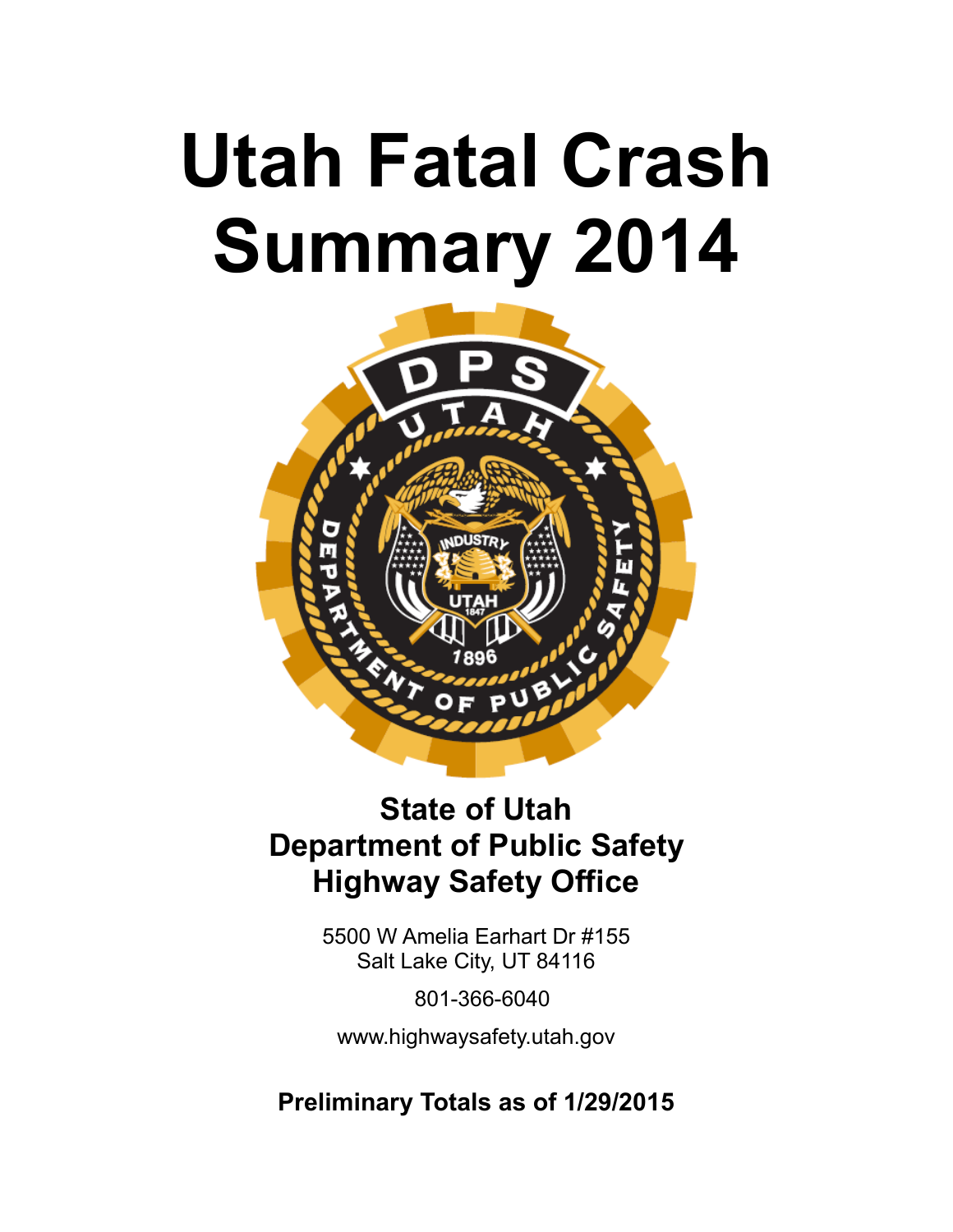# Utah Fatal Crash Summary 2014

## State of Utah
## Department of Public Safety
## Highway Safety Office

5500 W Amelia Earhart Dr #155
Salt Lake City, UT 84116

801-366-6040

www.highwaysafety.utah.gov

**Preliminary Totals as of 1/29/2015**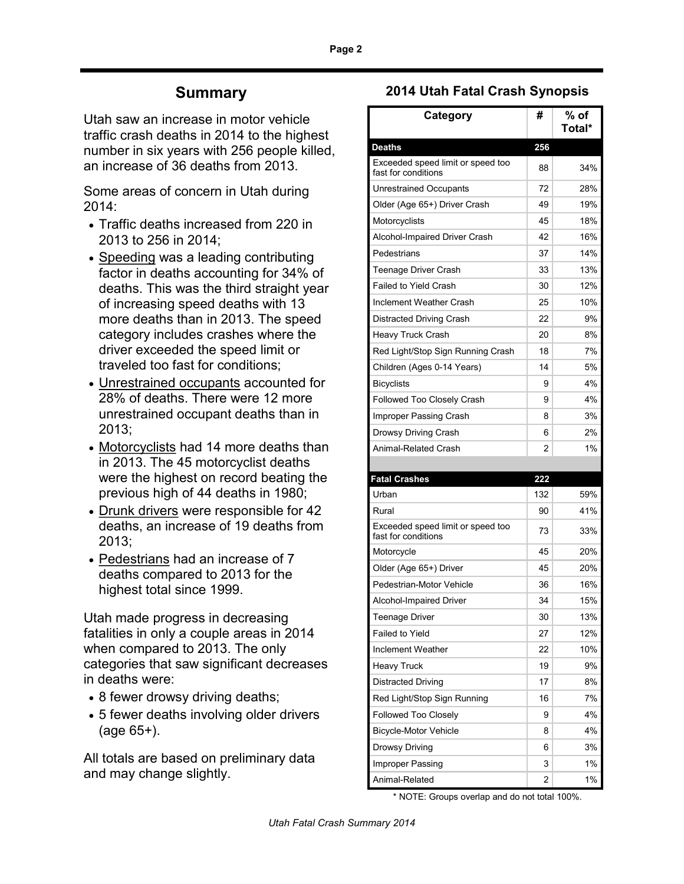## Summary

Utah saw an increase in motor vehicle traffic crash deaths in 2014 to the highest number in six years with 256 people killed, an increase of 36 deaths from 2013.

Some areas of concern in Utah during 2014:

- Traffic deaths increased from 220 in 2013 to 256 in 2014;
- Speeding was a leading contributing factor in deaths accounting for 34% of deaths. This was the third straight year of increasing speed deaths with 13 more deaths than in 2013. The speed category includes crashes where the driver exceeded the speed limit or traveled too fast for conditions;
- Unrestrained occupants accounted for 28% of deaths. There were 12 more unrestrained occupant deaths than in 2013;
- Motorcyclists had 14 more deaths than in 2013. The 45 motorcyclist deaths were the highest on record beating the previous high of 44 deaths in 1980;
- Drunk drivers were responsible for 42 deaths, an increase of 19 deaths from 2013;
- Pedestrians had an increase of 7 deaths compared to 2013 for the highest total since 1999.

Utah made progress in decreasing fatalities in only a couple areas in 2014 when compared to 2013. The only categories that saw significant decreases in deaths were:

- 8 fewer drowsy driving deaths;
- 5 fewer deaths involving older drivers (age 65+).

All totals are based on preliminary data and may change slightly.

## 2014 Utah Fatal Crash Synopsis

| Category | # | % of Total* |
|---|---|---|
| **Deaths** | **256** | |
| Exceeded speed limit or speed too fast for conditions | 88 | 34% |
| Unrestrained Occupants | 72 | 28% |
| Older (Age 65+) Driver Crash | 49 | 19% |
| Motorcyclists | 45 | 18% |
| Alcohol-Impaired Driver Crash | 42 | 16% |
| Pedestrians | 37 | 14% |
| Teenage Driver Crash | 33 | 13% |
| Failed to Yield Crash | 30 | 12% |
| Inclement Weather Crash | 25 | 10% |
| Distracted Driving Crash | 22 | 9% |
| Heavy Truck Crash | 20 | 8% |
| Red Light/Stop Sign Running Crash | 18 | 7% |
| Children (Ages 0-14 Years) | 14 | 5% |
| Bicyclists | 9 | 4% |
| Followed Too Closely Crash | 9 | 4% |
| Improper Passing Crash | 8 | 3% |
| Drowsy Driving Crash | 6 | 2% |
| Animal-Related Crash | 2 | 1% |
| | | |
| **Fatal Crashes** | **222** | |
| Urban | 132 | 59% |
| Rural | 90 | 41% |
| Exceeded speed limit or speed too fast for conditions | 73 | 33% |
| Motorcycle | 45 | 20% |
| Older (Age 65+) Driver | 45 | 20% |
| Pedestrian-Motor Vehicle | 36 | 16% |
| Alcohol-Impaired Driver | 34 | 15% |
| Teenage Driver | 30 | 13% |
| Failed to Yield | 27 | 12% |
| Inclement Weather | 22 | 10% |
| Heavy Truck | 19 | 9% |
| Distracted Driving | 17 | 8% |
| Red Light/Stop Sign Running | 16 | 7% |
| Followed Too Closely | 9 | 4% |
| Bicycle-Motor Vehicle | 8 | 4% |
| Drowsy Driving | 6 | 3% |
| Improper Passing | 3 | 1% |
| Animal-Related | 2 | 1% |

\* NOTE: Groups overlap and do not total 100%.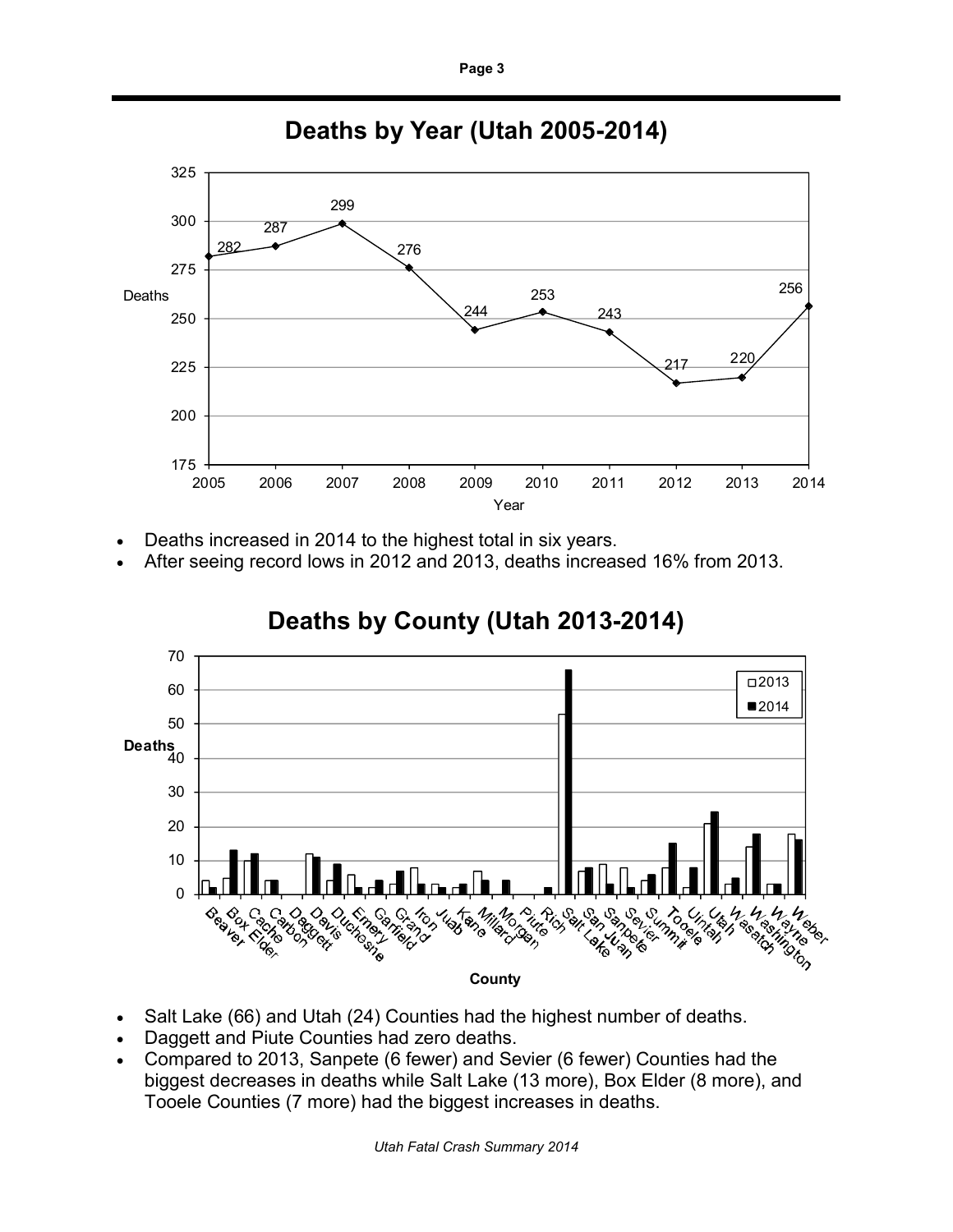## Deaths by Year (Utah 2005-2014)

- Deaths increased in 2014 to the highest total in six years.
- After seeing record lows in 2012 and 2013, deaths increased 16% from 2013.

## Deaths by County (Utah 2013-2014)

- Salt Lake (66) and Utah (24) Counties had the highest number of deaths.
- Daggett and Piute Counties had zero deaths.
- Compared to 2013, Sanpete (6 fewer) and Sevier (6 fewer) Counties had the biggest decreases in deaths while Salt Lake (13 more), Box Elder (8 more), and Tooele Counties (7 more) had the biggest increases in deaths.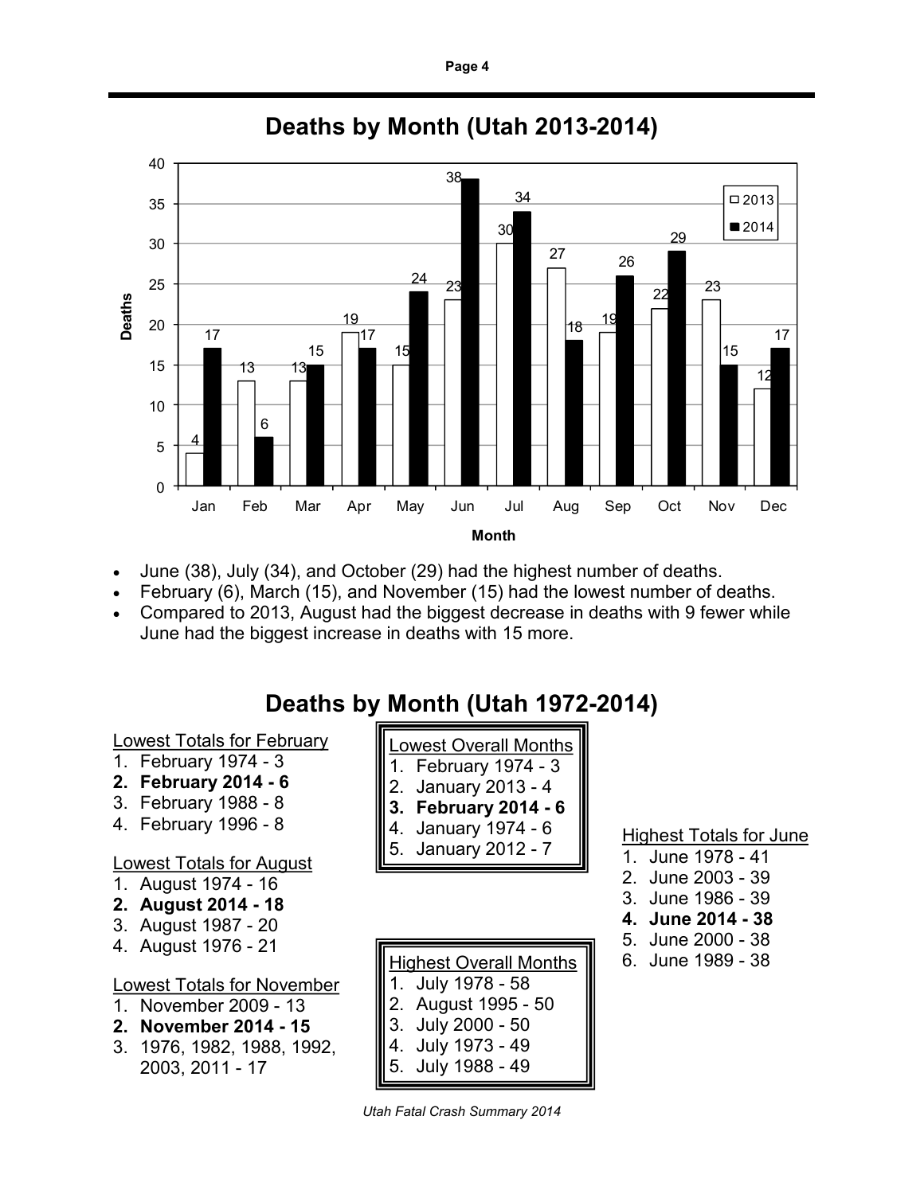# Deaths by Month (Utah 2013-2014)

| Month | 2013 | 2014 |
|---|---|---|
| Jan | 4 | 17 |
| Feb | 13 | 6 |
| Mar | 13 | 15 |
| Apr | 19 | 17 |
| May | 15 | 24 |
| Jun | 23 | 38 |
| Jul | 30 | 34 |
| Aug | 27 | 18 |
| Sep | 19 | 26 |
| Oct | 22 | 29 |
| Nov | 23 | 15 |
| Dec | 12 | 17 |

- June (38), July (34), and October (29) had the highest number of deaths.
- February (6), March (15), and November (15) had the lowest number of deaths.
- Compared to 2013, August had the biggest decrease in deaths with 9 fewer while June had the biggest increase in deaths with 15 more.

# Deaths by Month (Utah 1972-2014)

Lowest Totals for February
1. February 1974 - 3
2. **February 2014 - 6**
3. February 1988 - 8
4. February 1996 - 8

Lowest Totals for August
1. August 1974 - 16
2. **August 2014 - 18**
3. August 1987 - 20
4. August 1976 - 21

Lowest Totals for November
1. November 2009 - 13
2. **November 2014 - 15**
3. 1976, 1982, 1988, 1992, 2003, 2011 - 17

Lowest Overall Months
1. February 1974 - 3
2. January 2013 - 4
3. **February 2014 - 6**
4. January 1974 - 6
5. January 2012 - 7

Highest Overall Months
1. July 1978 - 58
2. August 1995 - 50
3. July 2000 - 50
4. July 1973 - 49
5. July 1988 - 49

Highest Totals for June
1. June 1978 - 41
2. June 2003 - 39
3. June 1986 - 39
4. **June 2014 - 38**
5. June 2000 - 38
6. June 1989 - 38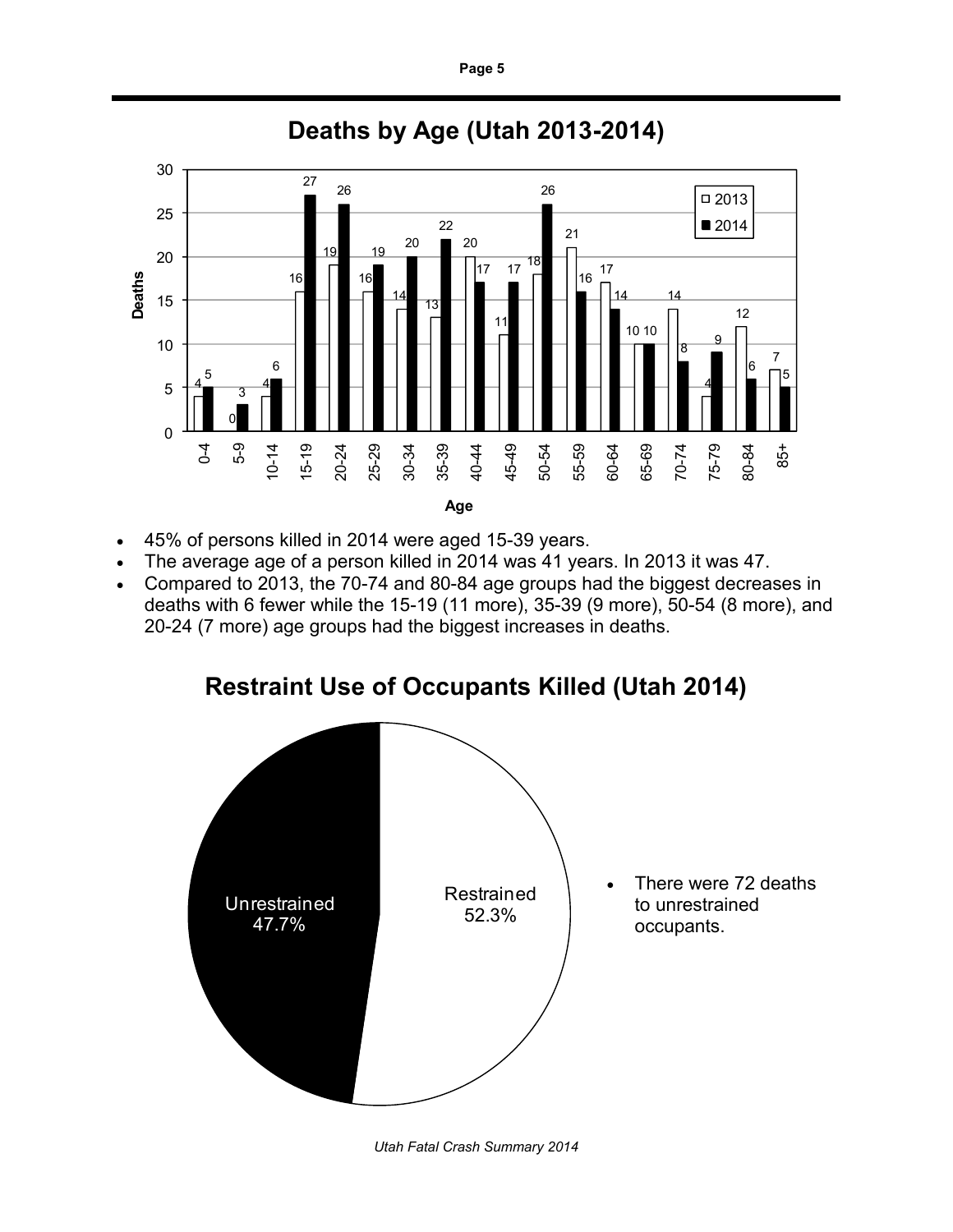## Deaths by Age (Utah 2013-2014)

| Age | 2013 | 2014 |
|---|---|---|
| 0-4 | 4 | 5 |
| 5-9 | 0 | 3 |
| 10-14 | 4 | 6 |
| 15-19 | 16 | 27 |
| 20-24 | 19 | 26 |
| 25-29 | 16 | 19 |
| 30-34 | 14 | 20 |
| 35-39 | 13 | 22 |
| 40-44 | 20 | 17 |
| 45-49 | 11 | 17 |
| 50-54 | 18 | 26 |
| 55-59 | 21 | 16 |
| 60-64 | 17 | 14 |
| 65-69 | 10 | 10 |
| 70-74 | 14 | 8 |
| 75-79 | 4 | 9 |
| 80-84 | 12 | 6 |
| 85+ | 7 | 5 |

- 45% of persons killed in 2014 were aged 15-39 years.
- The average age of a person killed in 2014 was 41 years. In 2013 it was 47.
- Compared to 2013, the 70-74 and 80-84 age groups had the biggest decreases in deaths with 6 fewer while the 15-19 (11 more), 35-39 (9 more), 50-54 (8 more), and 20-24 (7 more) age groups had the biggest increases in deaths.

## Restraint Use of Occupants Killed (Utah 2014)

| Restraint Use | Percent |
|---|---|
| Restrained | 52.3% |
| Unrestrained | 47.7% |

- There were 72 deaths to unrestrained occupants.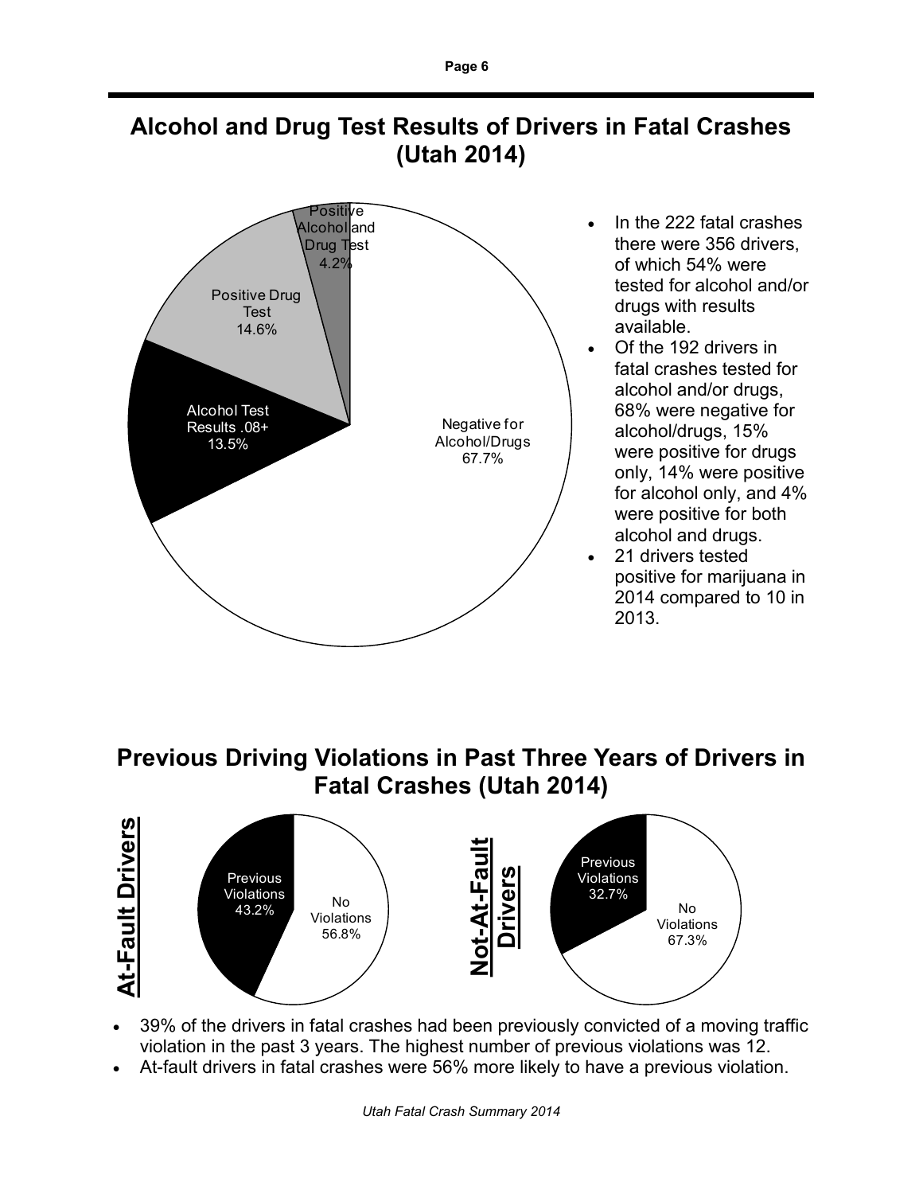## Alcohol and Drug Test Results of Drivers in Fatal Crashes (Utah 2014)

Positive Alcohol and Drug Test 4.2%

Positive Drug Test 14.6%

Alcohol Test Results .08+ 13.5%

Negative for Alcohol/Drugs 67.7%

- In the 222 fatal crashes there were 356 drivers, of which 54% were tested for alcohol and/or drugs with results available.
- Of the 192 drivers in fatal crashes tested for alcohol and/or drugs, 68% were negative for alcohol/drugs, 15% were positive for drugs only, 14% were positive for alcohol only, and 4% were positive for both alcohol and drugs.
- 21 drivers tested positive for marijuana in 2014 compared to 10 in 2013.

## Previous Driving Violations in Past Three Years of Drivers in Fatal Crashes (Utah 2014)

**At-Fault Drivers**

Previous Violations 43.2%

No Violations 56.8%

**Not-At-Fault Drivers**

Previous Violations 32.7%

No Violations 67.3%

- 39% of the drivers in fatal crashes had been previously convicted of a moving traffic violation in the past 3 years. The highest number of previous violations was 12.
- At-fault drivers in fatal crashes were 56% more likely to have a previous violation.